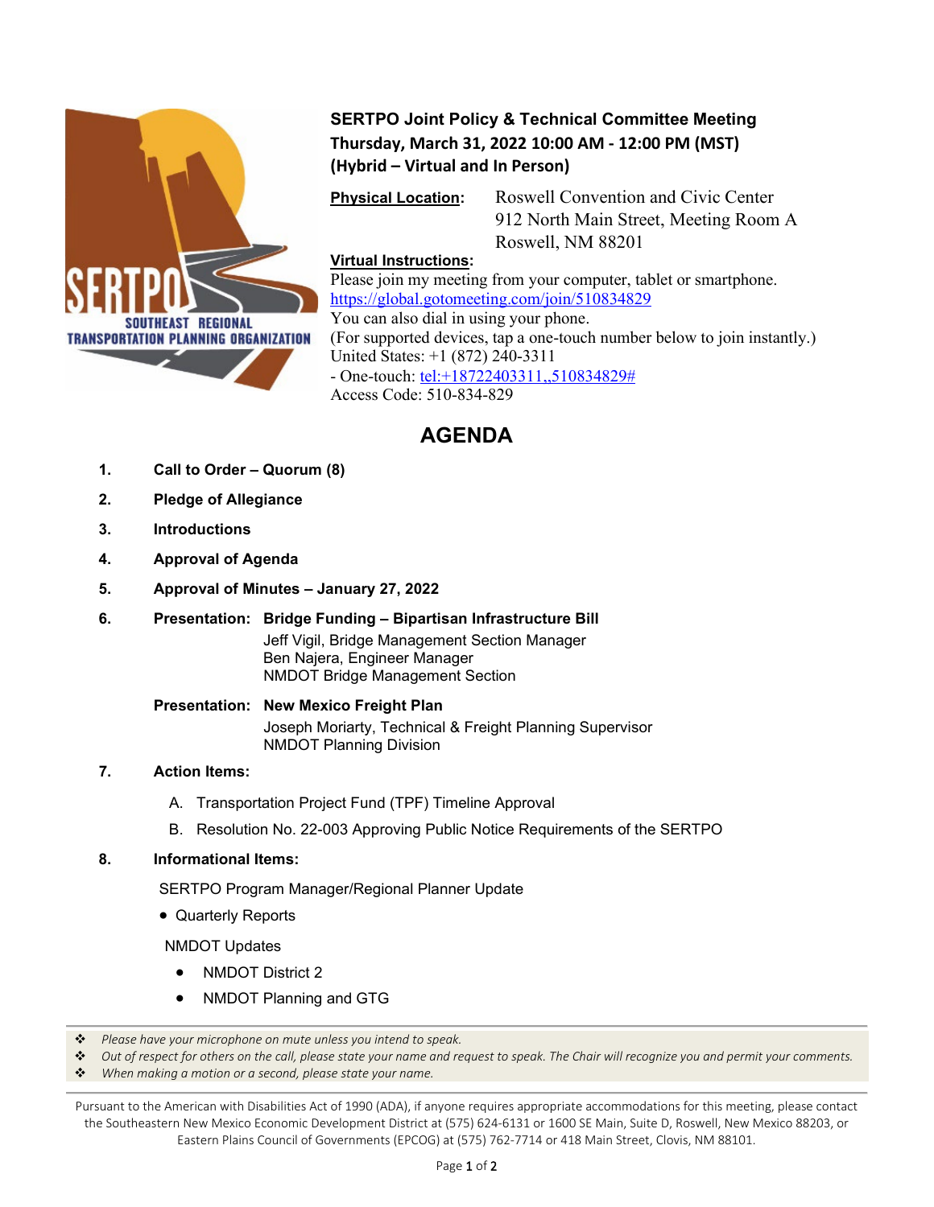SERTPO
SOUTHEAST REGIONAL
TRANSPORTATION PLANNING ORGANIZATION

# SERTPO Joint Policy & Technical Committee Meeting

**Thursday, March 31, 2022 10:00 AM - 12:00 PM (MST)**
**(Hybrid – Virtual and In Person)**

**Physical Location:** Roswell Convention and Civic Center
912 North Main Street, Meeting Room A
Roswell, NM 88201

**Virtual Instructions:**
Please join my meeting from your computer, tablet or smartphone.
https://global.gotomeeting.com/join/510834829
You can also dial in using your phone.
(For supported devices, tap a one-touch number below to join instantly.)
United States: +1 (872) 240-3311
- One-touch: tel:+18722403311,,510834829#
Access Code: 510-834-829

## AGENDA

1. **Call to Order – Quorum (8)**
2. **Pledge of Allegiance**
3. **Introductions**
4. **Approval of Agenda**
5. **Approval of Minutes – January 27, 2022**
6. **Presentation: Bridge Funding – Bipartisan Infrastructure Bill**
   Jeff Vigil, Bridge Management Section Manager
   Ben Najera, Engineer Manager
   NMDOT Bridge Management Section

   **Presentation: New Mexico Freight Plan**
   Joseph Moriarty, Technical & Freight Planning Supervisor
   NMDOT Planning Division
7. **Action Items:**
   A. Transportation Project Fund (TPF) Timeline Approval
   B. Resolution No. 22-003 Approving Public Notice Requirements of the SERTPO
8. **Informational Items:**

   SERTPO Program Manager/Regional Planner Update
   - Quarterly Reports

   NMDOT Updates
   - NMDOT District 2
   - NMDOT Planning and GTG

---

- *Please have your microphone on mute unless you intend to speak.*
- *Out of respect for others on the call, please state your name and request to speak. The Chair will recognize you and permit your comments.*
- *When making a motion or a second, please state your name.*

---

Pursuant to the American with Disabilities Act of 1990 (ADA), if anyone requires appropriate accommodations for this meeting, please contact the Southeastern New Mexico Economic Development District at (575) 624-6131 or 1600 SE Main, Suite D, Roswell, New Mexico 88203, or Eastern Plains Council of Governments (EPCOG) at (575) 762-7714 or 418 Main Street, Clovis, NM 88101.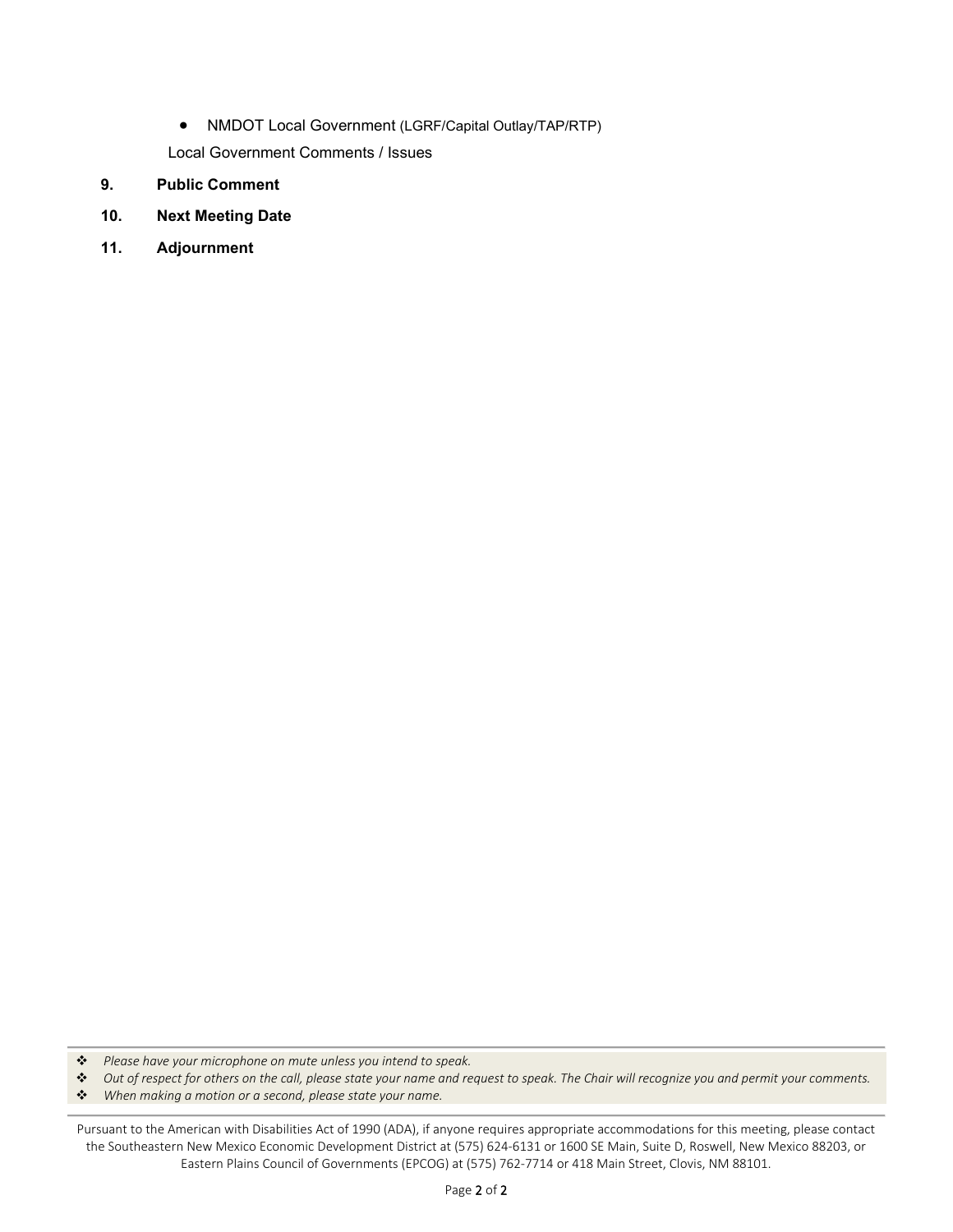- NMDOT Local Government (LGRF/Capital Outlay/TAP/RTP)

Local Government Comments / Issues

**9. Public Comment**

**10. Next Meeting Date**

**11. Adjournment**

- *Please have your microphone on mute unless you intend to speak.*
- *Out of respect for others on the call, please state your name and request to speak. The Chair will recognize you and permit your comments.*
- *When making a motion or a second, please state your name.*

Pursuant to the American with Disabilities Act of 1990 (ADA), if anyone requires appropriate accommodations for this meeting, please contact the Southeastern New Mexico Economic Development District at (575) 624-6131 or 1600 SE Main, Suite D, Roswell, New Mexico 88203, or Eastern Plains Council of Governments (EPCOG) at (575) 762-7714 or 418 Main Street, Clovis, NM 88101.